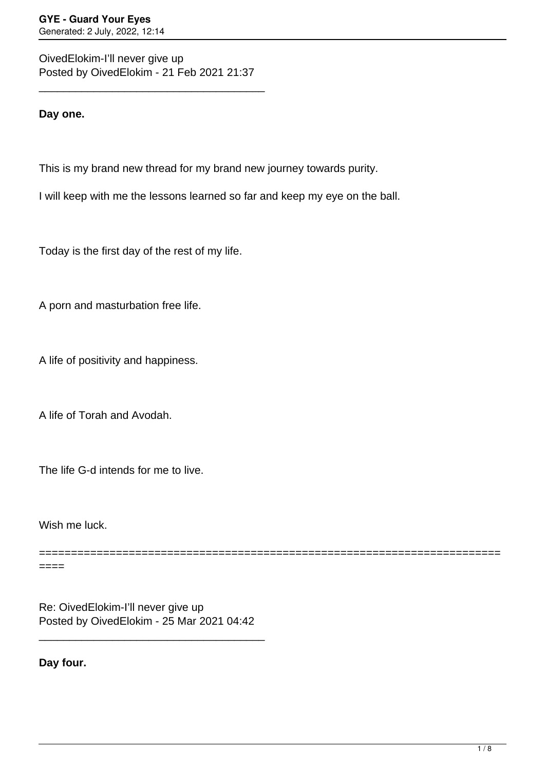OivedElokim-I'll never give up
Posted by OivedElokim - 21 Feb 2021 21:37

_____________________________________

**Day one.**

This is my brand new thread for my brand new journey towards purity.

I will keep with me the lessons learned so far and keep my eye on the ball.

Today is the first day of the rest of my life.

A porn and masturbation free life.

A life of positivity and happiness.

A life of Torah and Avodah.

The life G-d intends for me to live.

Wish me luck.

=========================================================================

Re: OivedElokim-I'll never give up
Posted by OivedElokim - 25 Mar 2021 04:42

_____________________________________

**Day four.**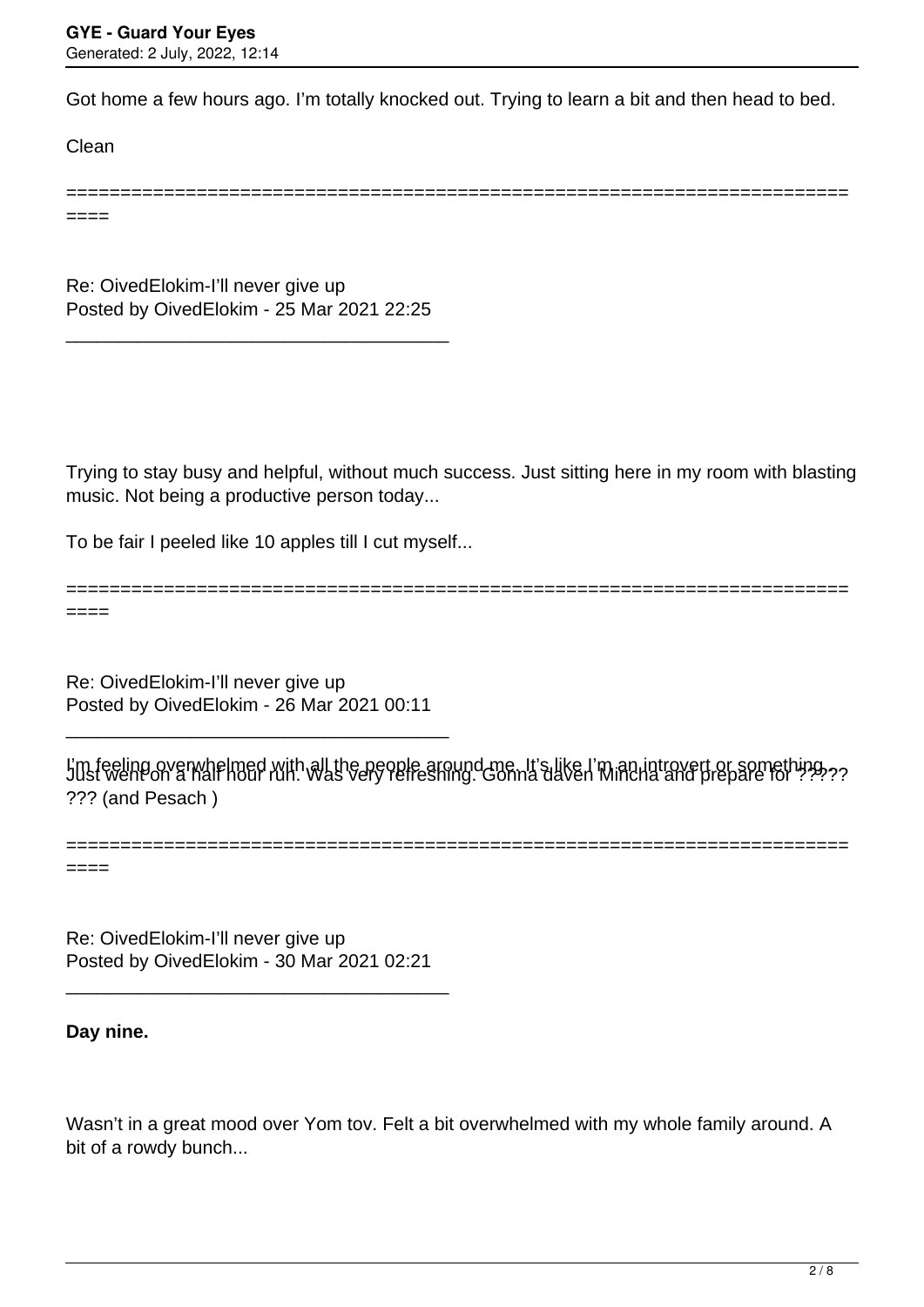Got home a few hours ago. I'm totally knocked out. Trying to learn a bit and then head to bed.

Clean

========================================================================

Re: OivedElokim-I'll never give up
Posted by OivedElokim - 25 Mar 2021 22:25

_____________________________________

Trying to stay busy and helpful, without much success. Just sitting here in my room with blasting music. Not being a productive person today...

To be fair I peeled like 10 apples till I cut myself...

========================================================================

Re: OivedElokim-I'll never give up
Posted by OivedElokim - 26 Mar 2021 00:11

_____________________________________

I'm feeling overwhelmed with all the people around me. It's like I'm an introvert or something...
Just went on a half hour run. Was very refreshing. Gonna daven Mincha and prepare for ?????
??? (and Pesach )

========================================================================

Re: OivedElokim-I'll never give up
Posted by OivedElokim - 30 Mar 2021 02:21

_____________________________________

**Day nine.**

Wasn't in a great mood over Yom tov. Felt a bit overwhelmed with my whole family around. A bit of a rowdy bunch...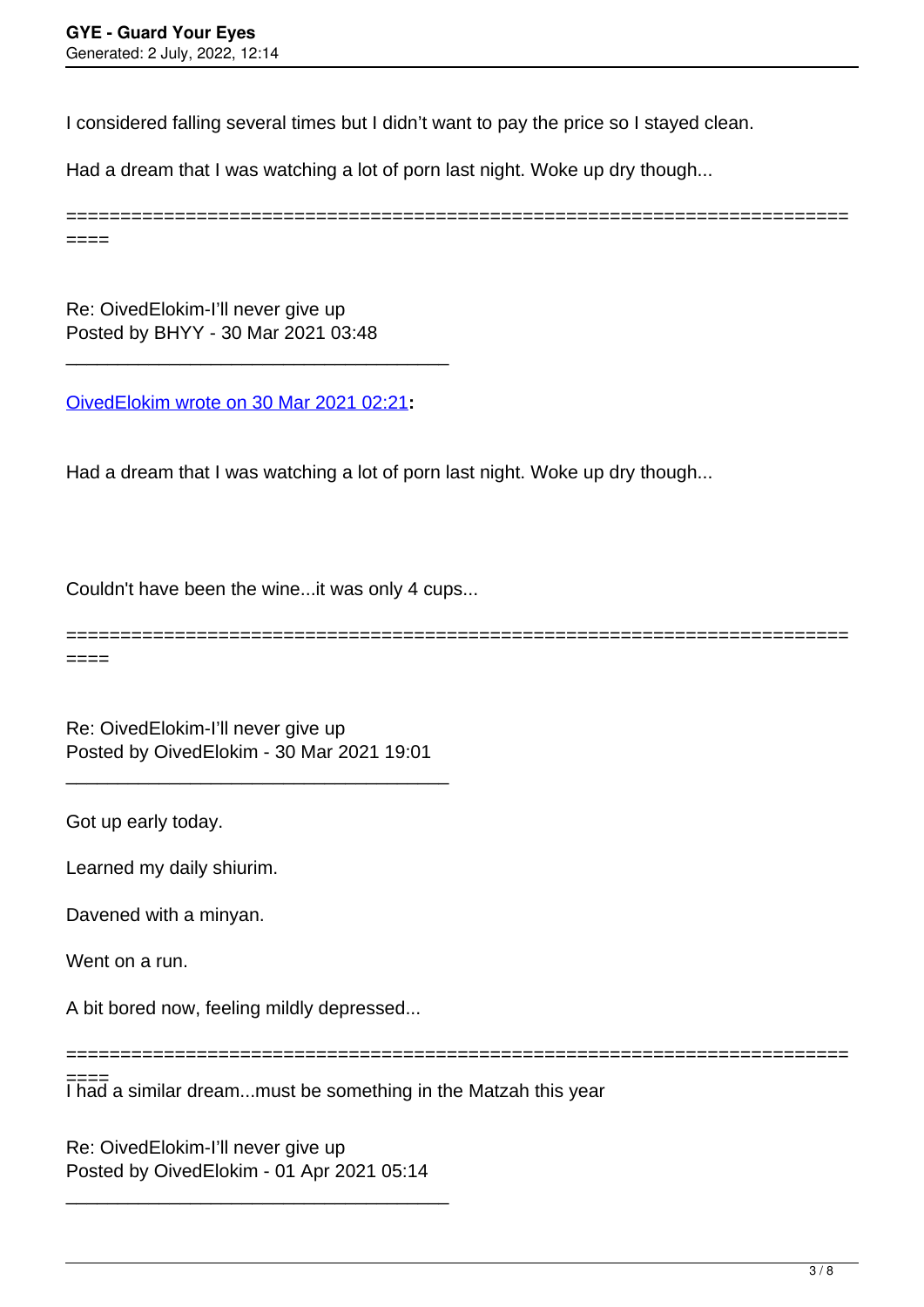I considered falling several times but I didn't want to pay the price so I stayed clean.

Had a dream that I was watching a lot of porn last night. Woke up dry though...

============================================================================

Re: OivedElokim-I'll never give up
Posted by BHYY - 30 Mar 2021 03:48

_____________________________________

OivedElokim wrote on 30 Mar 2021 02:21**:**

Had a dream that I was watching a lot of porn last night. Woke up dry though...

Couldn't have been the wine...it was only 4 cups...

============================================================================

Re: OivedElokim-I'll never give up
Posted by OivedElokim - 30 Mar 2021 19:01

_____________________________________

Got up early today.

Learned my daily shiurim.

Davened with a minyan.

Went on a run.

A bit bored now, feeling mildly depressed...

============================================================================

I had a similar dream...must be something in the Matzah this year

Re: OivedElokim-I'll never give up
Posted by OivedElokim - 01 Apr 2021 05:14

_____________________________________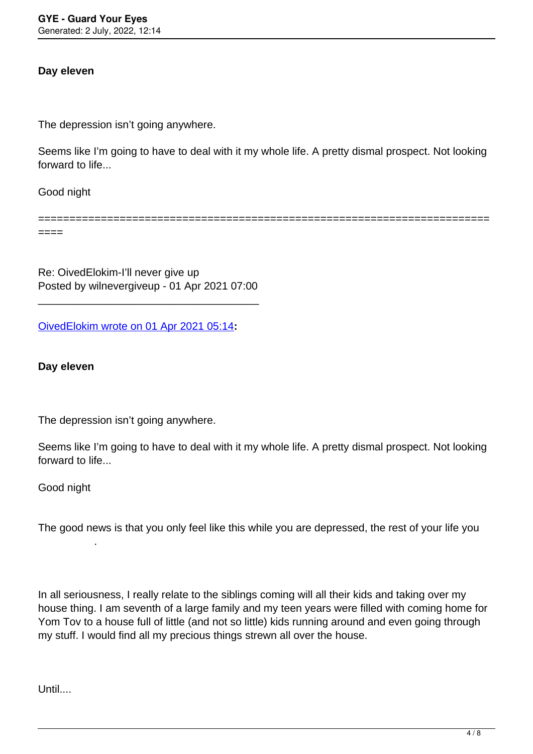**Day eleven**

The depression isn't going anywhere.

Seems like I'm going to have to deal with it my whole life. A pretty dismal prospect. Not looking forward to life...

Good night

============================================================================

Re: OivedElokim-I'll never give up
Posted by wilnevergiveup - 01 Apr 2021 07:00

_____________________________________

OivedElokim wrote on 01 Apr 2021 05:14**:**

**Day eleven**

The depression isn't going anywhere.

Seems like I'm going to have to deal with it my whole life. A pretty dismal prospect. Not looking forward to life...

Good night

The good news is that you only feel like this while you are depressed, the rest of your life you .

In all seriousness, I really relate to the siblings coming will all their kids and taking over my house thing. I am seventh of a large family and my teen years were filled with coming home for Yom Tov to a house full of little (and not so little) kids running around and even going through my stuff. I would find all my precious things strewn all over the house.

Until....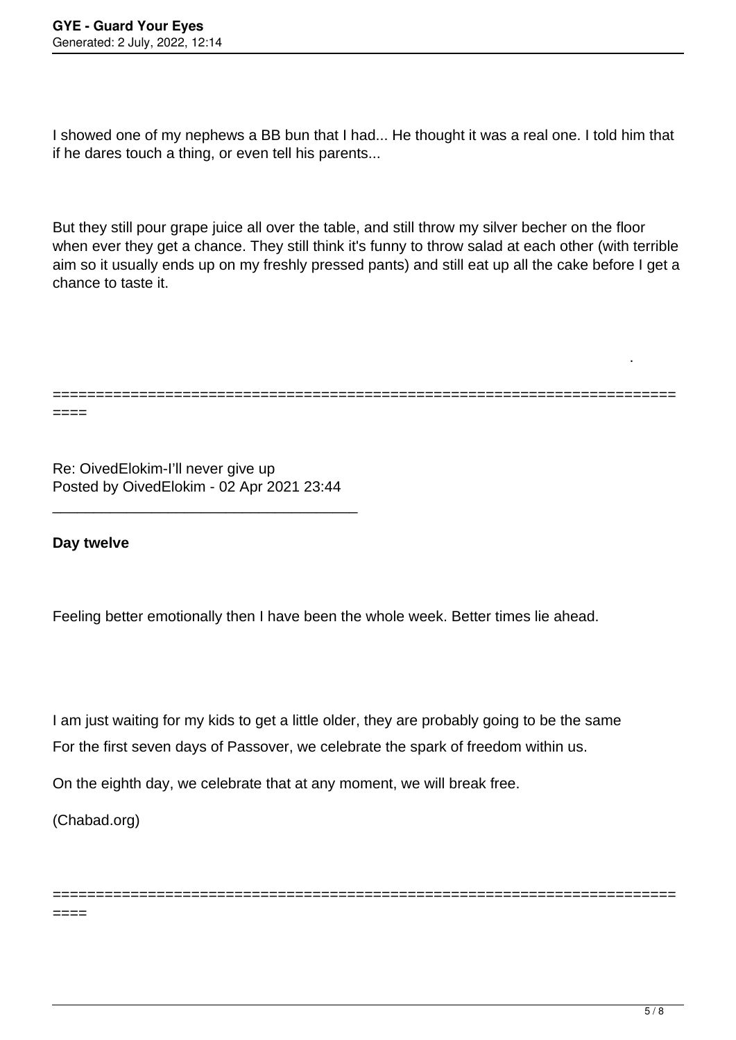I showed one of my nephews a BB bun that I had... He thought it was a real one. I told him that if he dares touch a thing, or even tell his parents...

But they still pour grape juice all over the table, and still throw my silver becher on the floor when ever they get a chance. They still think it's funny to throw salad at each other (with terrible aim so it usually ends up on my freshly pressed pants) and still eat up all the cake before I get a chance to taste it.

.

========================================================================

Re: OivedElokim-I'll never give up
Posted by OivedElokim - 02 Apr 2021 23:44

_____________________________________

**Day twelve**

Feeling better emotionally then I have been the whole week. Better times lie ahead.

I am just waiting for my kids to get a little older, they are probably going to be the same
For the first seven days of Passover, we celebrate the spark of freedom within us.

On the eighth day, we celebrate that at any moment, we will break free.

(Chabad.org)

========================================================================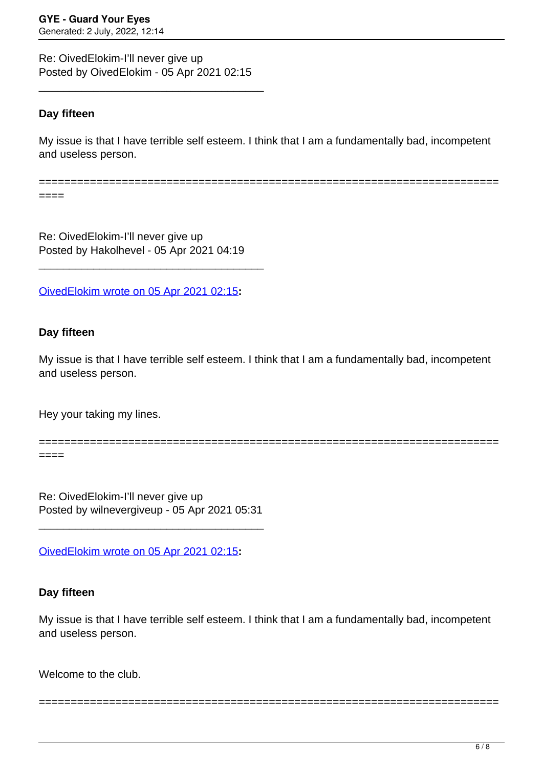Re: OivedElokim-I'll never give up
Posted by OivedElokim - 05 Apr 2021 02:15

_____________________________________

**Day fifteen**

My issue is that I have terrible self esteem. I think that I am a fundamentally bad, incompetent and useless person.

=========================================================================

Re: OivedElokim-I'll never give up
Posted by Hakolhevel - 05 Apr 2021 04:19

_____________________________________

OivedElokim wrote on 05 Apr 2021 02:15**:**

**Day fifteen**

My issue is that I have terrible self esteem. I think that I am a fundamentally bad, incompetent and useless person.

Hey your taking my lines.

=========================================================================

Re: OivedElokim-I'll never give up
Posted by wilnevergiveup - 05 Apr 2021 05:31

_____________________________________

OivedElokim wrote on 05 Apr 2021 02:15**:**

**Day fifteen**

My issue is that I have terrible self esteem. I think that I am a fundamentally bad, incompetent and useless person.

Welcome to the club.

=========================================================================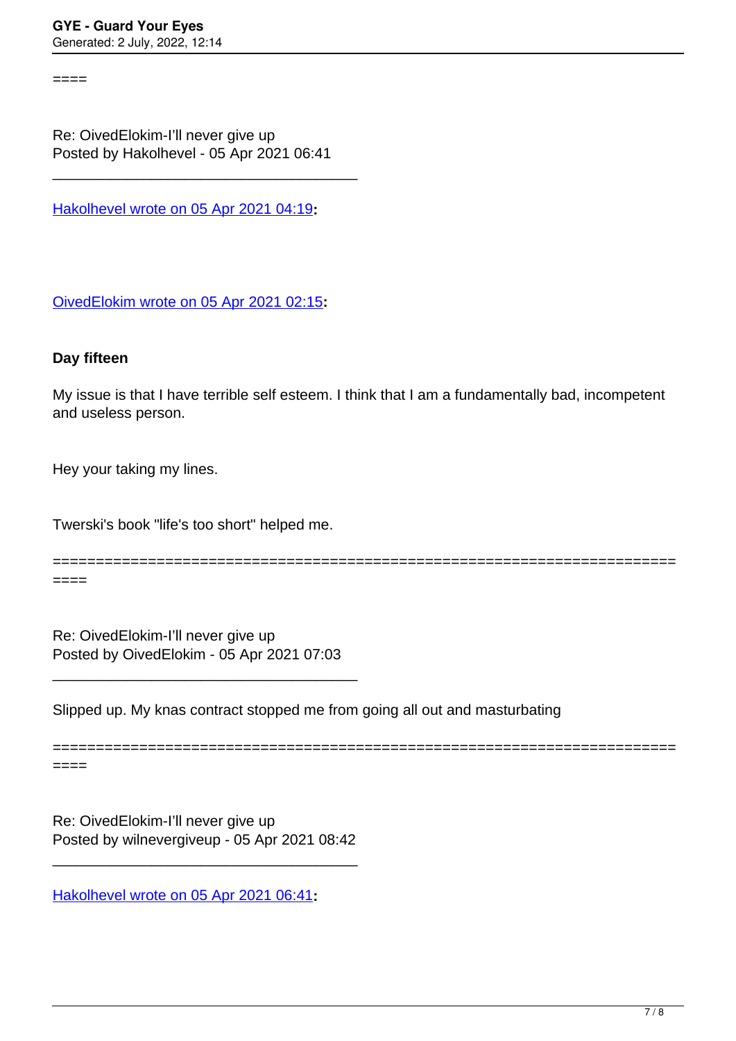====

Re: OivedElokim-I'll never give up
Posted by Hakolhevel - 05 Apr 2021 06:41

---

Hakolhevel wrote on 05 Apr 2021 04:19**:**

OivedElokim wrote on 05 Apr 2021 02:15**:**

**Day fifteen**

My issue is that I have terrible self esteem. I think that I am a fundamentally bad, incompetent and useless person.

Hey your taking my lines.

Twerski's book "life's too short" helped me.

========================================================================
====

Re: OivedElokim-I'll never give up
Posted by OivedElokim - 05 Apr 2021 07:03

---

Slipped up. My knas contract stopped me from going all out and masturbating

========================================================================
====

Re: OivedElokim-I'll never give up
Posted by wilnevergiveup - 05 Apr 2021 08:42

---

Hakolhevel wrote on 05 Apr 2021 06:41**:**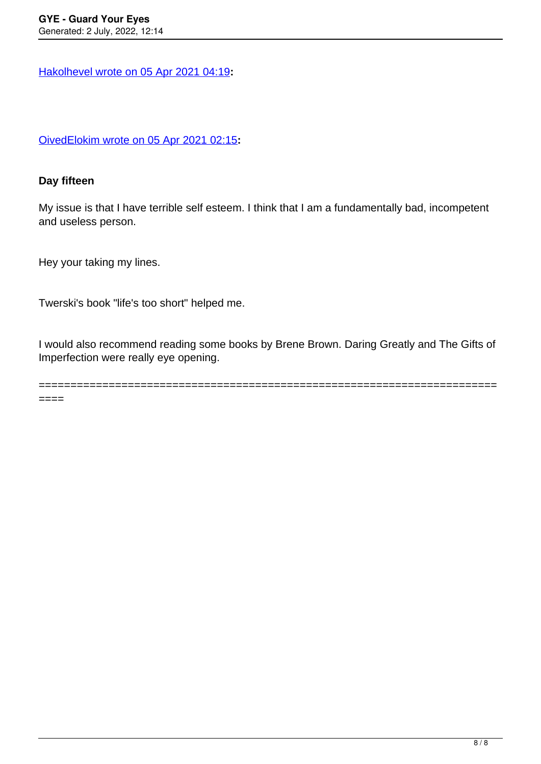Hakolhevel wrote on 05 Apr 2021 04:19**:**

OivedElokim wrote on 05 Apr 2021 02:15**:**

**Day fifteen**

My issue is that I have terrible self esteem. I think that I am a fundamentally bad, incompetent and useless person.

Hey your taking my lines.

Twerski's book "life's too short" helped me.

I would also recommend reading some books by Brene Brown. Daring Greatly and The Gifts of Imperfection were really eye opening.

========================================================================